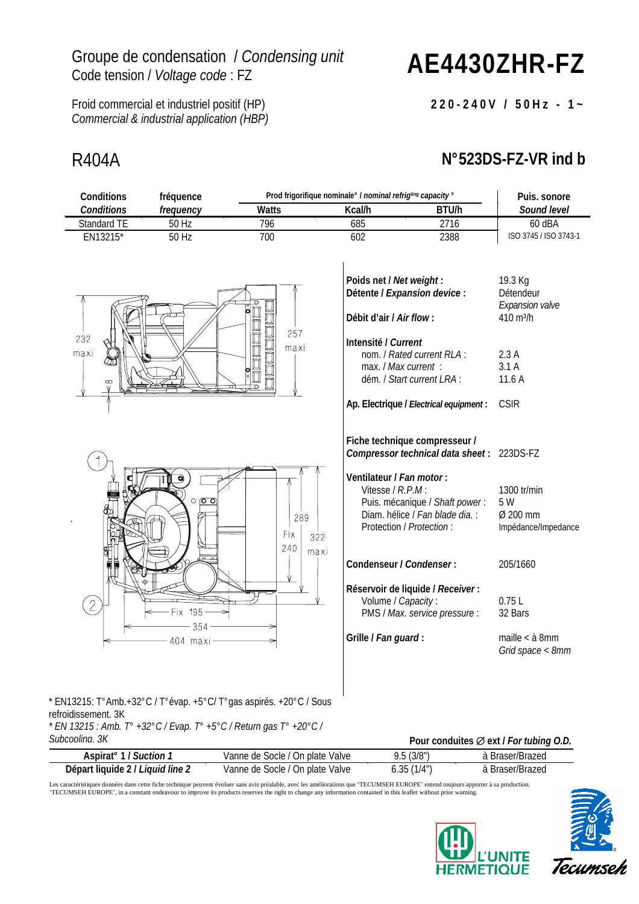Groupe de condensation / *Condensing unit*
Code tension / *Voltage code* : FZ

# AE4430ZHR-FZ

Froid commercial et industriel positif (HP)
*Commercial & industrial application (HBP)*

**220-240V / 50Hz - 1~**

## R404A

## N°523DS-FZ-VR ind b

| Conditions *Conditions* | fréquence *frequency* | Prod frigorifique nominale° / *nominal refrigerating capacity °* Watts | Kcal/h | BTU/h | Puis. sonore *Sound level* |
|---|---|---|---|---|---|
| Standard TE | 50 Hz | 796 | 685 | 2716 | 60 dBA |
| EN13215* | 50 Hz | 700 | 602 | 2388 | ISO 3745 / ISO 3743-1 |

| | |
|---|---|
| **Poids net / *Net weight* :** | 19.3 Kg |
| **Détente / *Expansion device* :** | Détendeur *Expansion valve* |
| **Débit d'air / *Air flow* :** | 410 m³/h |
| **Intensité / *Current*** | |
| nom. / *Rated current RLA* : | 2.3 A |
| max. / *Max current* : | 3.1 A |
| dém. / *Start current LRA* : | 11.6 A |
| **Ap. Electrique / *Electrical equipment* :** | CSIR |
| **Fiche technique compresseur / *Compressor technical data sheet* :** | 223DS-FZ |
| **Ventilateur / *Fan motor* :** | |
| Vitesse / *R.P.M* : | 1300 tr/min |
| Puis. mécanique / *Shaft power* : | 5 W |
| Diam. hélice / *Fan blade dia.* : | Ø 200 mm |
| Protection / *Protection* : | Impédance/Impedance |
| **Condenseur / *Condenser* :** | 205/1660 |
| **Réservoir de liquide / *Receiver* :** | |
| Volume / *Capacity* : | 0.75 L |
| PMS / *Max. service pressure* : | 32 Bars |
| **Grille / *Fan guard* :** | maille < à 8mm *Grid space < 8mm* |

\* EN13215: T°Amb.+32°C / T°évap. +5°C/ T°gas aspirés. +20°C / Sous refroidissement. 3K
*\* EN 13215 : Amb. T° +32°C / Evap. T° +5°C / Return gas T° +20°C / Subcooling. 3K*

**Pour conduites ∅ ext / *For tubing O.D.***

| | | | |
|---|---|---|---|
| **Aspirat° 1 / *Suction 1*** | Vanne de Socle / On plate Valve | 9.5 (3/8") | à Braser/Brazed |
| **Départ liquide 2 / *Liquid line 2*** | Vanne de Socle / On plate Valve | 6.35 (1/4") | à Braser/Brazed |

Les caractéristiques données dans cette fiche technique peuvent évoluer sans avis préalable, avec les améliorations que 'TECUMSEH EUROPE' entend toujours apporter à sa production.
'TECUMSEH EUROPE', in a constant endeavour to improve its products reserves the right to change any information contained in this leaflet without prior warning.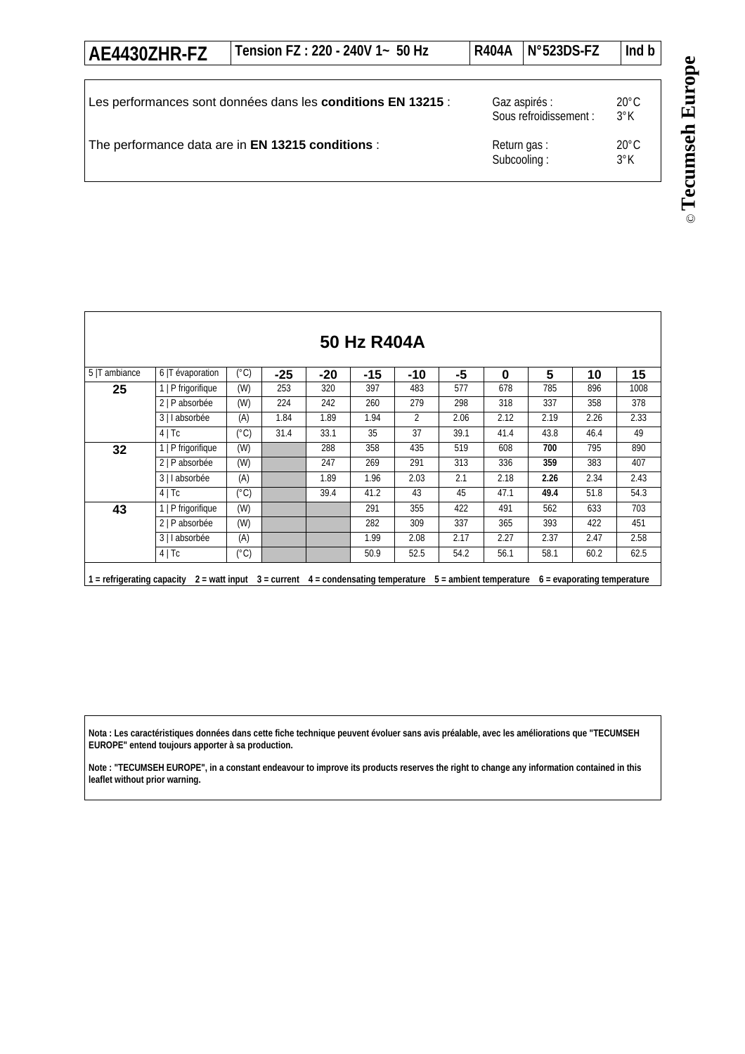| AE4430ZHR-FZ | Tension FZ : 220 - 240V 1~ 50 Hz | R404A | N°523DS-FZ | Ind b |
|---|---|---|---|---|

| | | |
|---|---|---|
| Les performances sont données dans les **conditions EN 13215** : | Gaz aspirés :<br>Sous refroidissement : | 20°C<br>3°K |
| The performance data are in **EN 13215 conditions** : | Return gas :<br>Subcooling : | 20°C<br>3°K |

## 50 Hz R404A

| 5 \|T ambiance | 6 \|T évaporation | (°C) | -25 | -20 | -15 | -10 | -5 | 0 | 5 | 10 | 15 |
|---|---|---|---|---|---|---|---|---|---|---|---|
| **25** | 1 \| P frigorifique | (W) | 253 | 320 | 397 | 483 | 577 | 678 | 785 | 896 | 1008 |
| | 2 \| P absorbée | (W) | 224 | 242 | 260 | 279 | 298 | 318 | 337 | 358 | 378 |
| | 3 \| I absorbée | (A) | 1.84 | 1.89 | 1.94 | 2 | 2.06 | 2.12 | 2.19 | 2.26 | 2.33 |
| | 4 \| Tc | (°C) | 31.4 | 33.1 | 35 | 37 | 39.1 | 41.4 | 43.8 | 46.4 | 49 |
| **32** | 1 \| P frigorifique | (W) | | 288 | 358 | 435 | 519 | 608 | **700** | 795 | 890 |
| | 2 \| P absorbée | (W) | | 247 | 269 | 291 | 313 | 336 | **359** | 383 | 407 |
| | 3 \| I absorbée | (A) | | 1.89 | 1.96 | 2.03 | 2.1 | 2.18 | **2.26** | 2.34 | 2.43 |
| | 4 \| Tc | (°C) | | 39.4 | 41.2 | 43 | 45 | 47.1 | **49.4** | 51.8 | 54.3 |
| **43** | 1 \| P frigorifique | (W) | | | 291 | 355 | 422 | 491 | 562 | 633 | 703 |
| | 2 \| P absorbée | (W) | | | 282 | 309 | 337 | 365 | 393 | 422 | 451 |
| | 3 \| I absorbée | (A) | | | 1.99 | 2.08 | 2.17 | 2.27 | 2.37 | 2.47 | 2.58 |
| | 4 \| Tc | (°C) | | | 50.9 | 52.5 | 54.2 | 56.1 | 58.1 | 60.2 | 62.5 |

**1 = refrigerating capacity 2 = watt input 3 = current 4 = condensating temperature 5 = ambient temperature 6 = evaporating temperature**

**Nota : Les caractéristiques données dans cette fiche technique peuvent évoluer sans avis préalable, avec les améliorations que "TECUMSEH EUROPE" entend toujours apporter à sa production.**

**Note : "TECUMSEH EUROPE", in a constant endeavour to improve its products reserves the right to change any information contained in this leaflet without prior warning.**